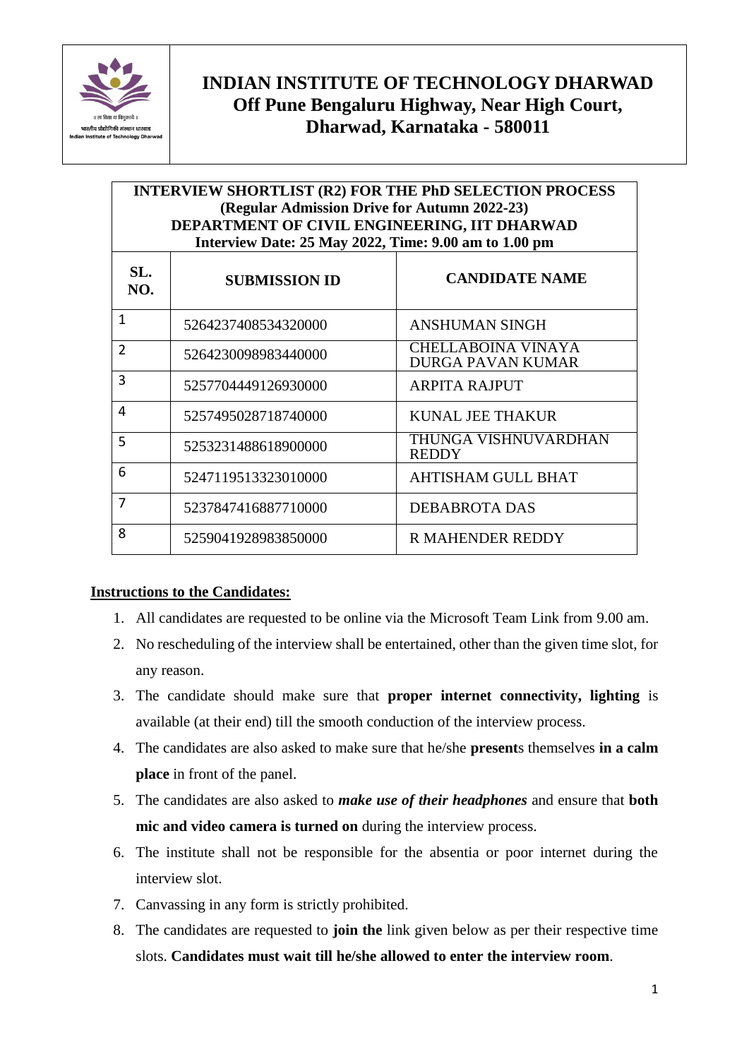# INDIAN INSTITUTE OF TECHNOLOGY DHARWAD
## Off Pune Bengaluru Highway, Near High Court, Dharwad, Karnataka - 580011

**INTERVIEW SHORTLIST (R2) FOR THE PhD SELECTION PROCESS**
**(Regular Admission Drive for Autumn 2022-23)**
**DEPARTMENT OF CIVIL ENGINEERING, IIT DHARWAD**
**Interview Date: 25 May 2022, Time: 9.00 am to 1.00 pm**

| SL. NO. | SUBMISSION ID | CANDIDATE NAME |
|---|---|---|
| 1 | 5264237408534320000 | ANSHUMAN SINGH |
| 2 | 5264230098983440000 | CHELLABOINA VINAYA DURGA PAVAN KUMAR |
| 3 | 5257704449126930000 | ARPITA RAJPUT |
| 4 | 5257495028718740000 | KUNAL JEE THAKUR |
| 5 | 5253231488618900000 | THUNGA VISHNUVARDHAN REDDY |
| 6 | 5247119513323010000 | AHTISHAM GULL BHAT |
| 7 | 5237847416887710000 | DEBABROTA DAS |
| 8 | 5259041928983850000 | R MAHENDER REDDY |

**Instructions to the Candidates:**

1. All candidates are requested to be online via the Microsoft Team Link from 9.00 am.
2. No rescheduling of the interview shall be entertained, other than the given time slot, for any reason.
3. The candidate should make sure that **proper internet connectivity, lighting** is available (at their end) till the smooth conduction of the interview process.
4. The candidates are also asked to make sure that he/she **present**s themselves **in a calm place** in front of the panel.
5. The candidates are also asked to ***make use of their headphones*** and ensure that **both mic and video camera is turned on** during the interview process.
6. The institute shall not be responsible for the absentia or poor internet during the interview slot.
7. Canvassing in any form is strictly prohibited.
8. The candidates are requested to **join the** link given below as per their respective time slots. **Candidates must wait till he/she allowed to enter the interview room**.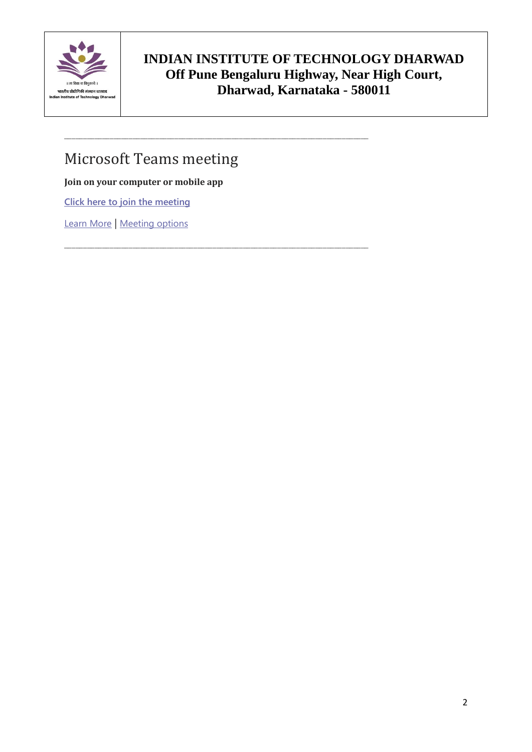**INDIAN INSTITUTE OF TECHNOLOGY DHARWAD**
**Off Pune Bengaluru Highway, Near High Court,**
**Dharwad, Karnataka - 580011**

---

# Microsoft Teams meeting

**Join on your computer or mobile app**

Click here to join the meeting

Learn More | Meeting options

---